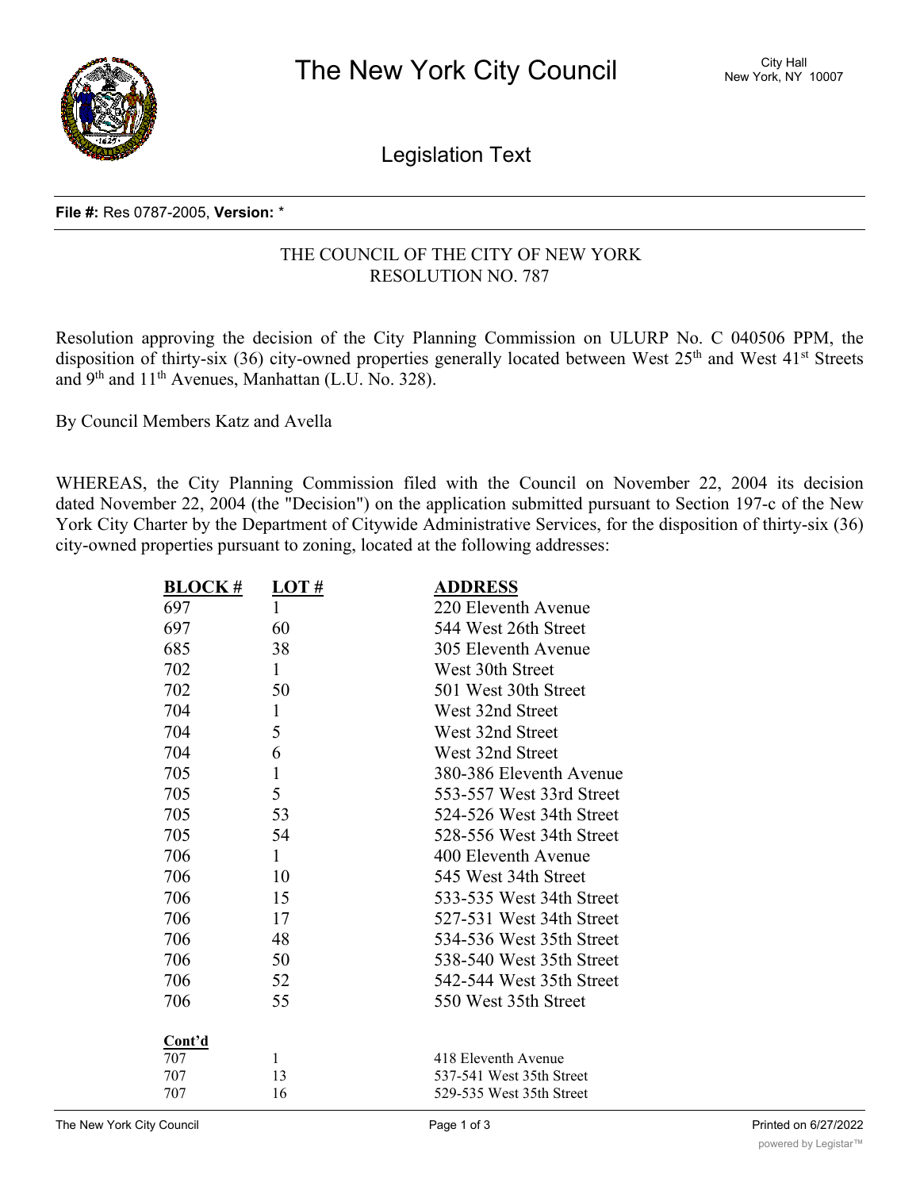**File #:** Res 0787-2005, **Version:** *

THE COUNCIL OF THE CITY OF NEW YORK
RESOLUTION NO. 787

Resolution approving the decision of the City Planning Commission on ULURP No. C 040506 PPM, the disposition of thirty-six (36) city-owned properties generally located between West 25th and West 41st Streets and 9th and 11th Avenues, Manhattan (L.U. No. 328).

By Council Members Katz and Avella

WHEREAS, the City Planning Commission filed with the Council on November 22, 2004 its decision dated November 22, 2004 (the "Decision") on the application submitted pursuant to Section 197-c of the New York City Charter by the Department of Citywide Administrative Services, for the disposition of thirty-six (36) city-owned properties pursuant to zoning, located at the following addresses:

| BLOCK # | LOT # | ADDRESS |
|---|---|---|
| 697 | 1 | 220 Eleventh Avenue |
| 697 | 60 | 544 West 26th Street |
| 685 | 38 | 305 Eleventh Avenue |
| 702 | 1 | West 30th Street |
| 702 | 50 | 501 West 30th Street |
| 704 | 1 | West 32nd Street |
| 704 | 5 | West 32nd Street |
| 704 | 6 | West 32nd Street |
| 705 | 1 | 380-386 Eleventh Avenue |
| 705 | 5 | 553-557 West 33rd Street |
| 705 | 53 | 524-526 West 34th Street |
| 705 | 54 | 528-556 West 34th Street |
| 706 | 1 | 400 Eleventh Avenue |
| 706 | 10 | 545 West 34th Street |
| 706 | 15 | 533-535 West 34th Street |
| 706 | 17 | 527-531 West 34th Street |
| 706 | 48 | 534-536 West 35th Street |
| 706 | 50 | 538-540 West 35th Street |
| 706 | 52 | 542-544 West 35th Street |
| 706 | 55 | 550 West 35th Street |

**Cont'd**

| | | |
|---|---|---|
| 707 | 1 | 418 Eleventh Avenue |
| 707 | 13 | 537-541 West 35th Street |
| 707 | 16 | 529-535 West 35th Street |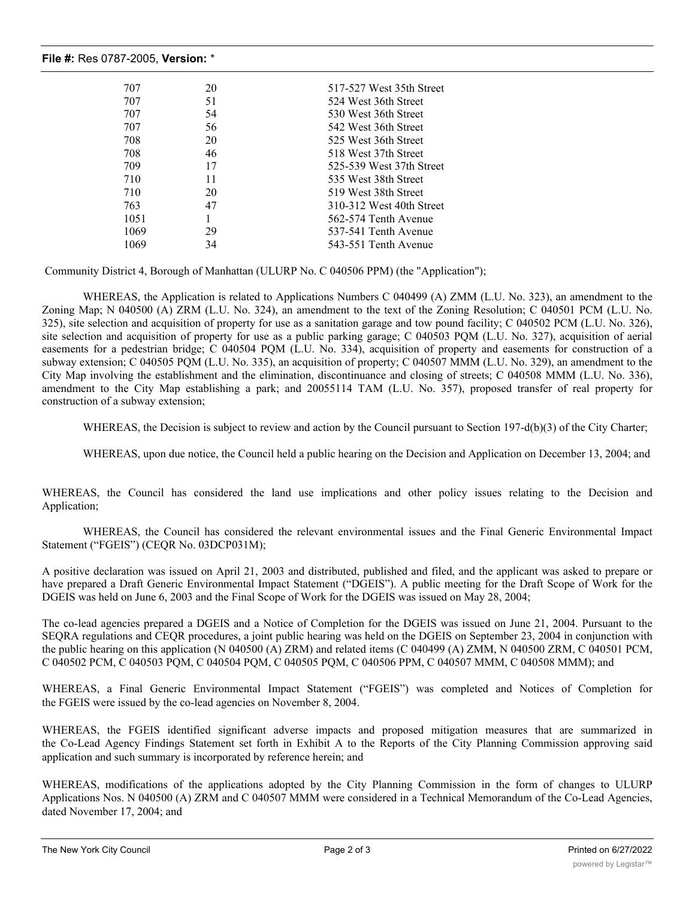| | | |
|---|---|---|
| 707 | 20 | 517-527 West 35th Street |
| 707 | 51 | 524 West 36th Street |
| 707 | 54 | 530 West 36th Street |
| 707 | 56 | 542 West 36th Street |
| 708 | 20 | 525 West 36th Street |
| 708 | 46 | 518 West 37th Street |
| 709 | 17 | 525-539 West 37th Street |
| 710 | 11 | 535 West 38th Street |
| 710 | 20 | 519 West 38th Street |
| 763 | 47 | 310-312 West 40th Street |
| 1051 | 1 | 562-574 Tenth Avenue |
| 1069 | 29 | 537-541 Tenth Avenue |
| 1069 | 34 | 543-551 Tenth Avenue |

Community District 4, Borough of Manhattan (ULURP No. C 040506 PPM) (the "Application");

WHEREAS, the Application is related to Applications Numbers C 040499 (A) ZMM (L.U. No. 323), an amendment to the Zoning Map; N 040500 (A) ZRM (L.U. No. 324), an amendment to the text of the Zoning Resolution; C 040501 PCM (L.U. No. 325), site selection and acquisition of property for use as a sanitation garage and tow pound facility; C 040502 PCM (L.U. No. 326), site selection and acquisition of property for use as a public parking garage; C 040503 PQM (L.U. No. 327), acquisition of aerial easements for a pedestrian bridge; C 040504 PQM (L.U. No. 334), acquisition of property and easements for construction of a subway extension; C 040505 PQM (L.U. No. 335), an acquisition of property; C 040507 MMM (L.U. No. 329), an amendment to the City Map involving the establishment and the elimination, discontinuance and closing of streets; C 040508 MMM (L.U. No. 336), amendment to the City Map establishing a park; and 20055114 TAM (L.U. No. 357), proposed transfer of real property for construction of a subway extension;

WHEREAS, the Decision is subject to review and action by the Council pursuant to Section 197-d(b)(3) of the City Charter;

WHEREAS, upon due notice, the Council held a public hearing on the Decision and Application on December 13, 2004; and

WHEREAS, the Council has considered the land use implications and other policy issues relating to the Decision and Application;

WHEREAS, the Council has considered the relevant environmental issues and the Final Generic Environmental Impact Statement ("FGEIS") (CEQR No. 03DCP031M);

A positive declaration was issued on April 21, 2003 and distributed, published and filed, and the applicant was asked to prepare or have prepared a Draft Generic Environmental Impact Statement ("DGEIS"). A public meeting for the Draft Scope of Work for the DGEIS was held on June 6, 2003 and the Final Scope of Work for the DGEIS was issued on May 28, 2004;

The co-lead agencies prepared a DGEIS and a Notice of Completion for the DGEIS was issued on June 21, 2004. Pursuant to the SEQRA regulations and CEQR procedures, a joint public hearing was held on the DGEIS on September 23, 2004 in conjunction with the public hearing on this application (N 040500 (A) ZRM) and related items (C 040499 (A) ZMM, N 040500 ZRM, C 040501 PCM, C 040502 PCM, C 040503 PQM, C 040504 PQM, C 040505 PQM, C 040506 PPM, C 040507 MMM, C 040508 MMM); and

WHEREAS, a Final Generic Environmental Impact Statement ("FGEIS") was completed and Notices of Completion for the FGEIS were issued by the co-lead agencies on November 8, 2004.

WHEREAS, the FGEIS identified significant adverse impacts and proposed mitigation measures that are summarized in the Co-Lead Agency Findings Statement set forth in Exhibit A to the Reports of the City Planning Commission approving said application and such summary is incorporated by reference herein; and

WHEREAS, modifications of the applications adopted by the City Planning Commission in the form of changes to ULURP Applications Nos. N 040500 (A) ZRM and C 040507 MMM were considered in a Technical Memorandum of the Co-Lead Agencies, dated November 17, 2004; and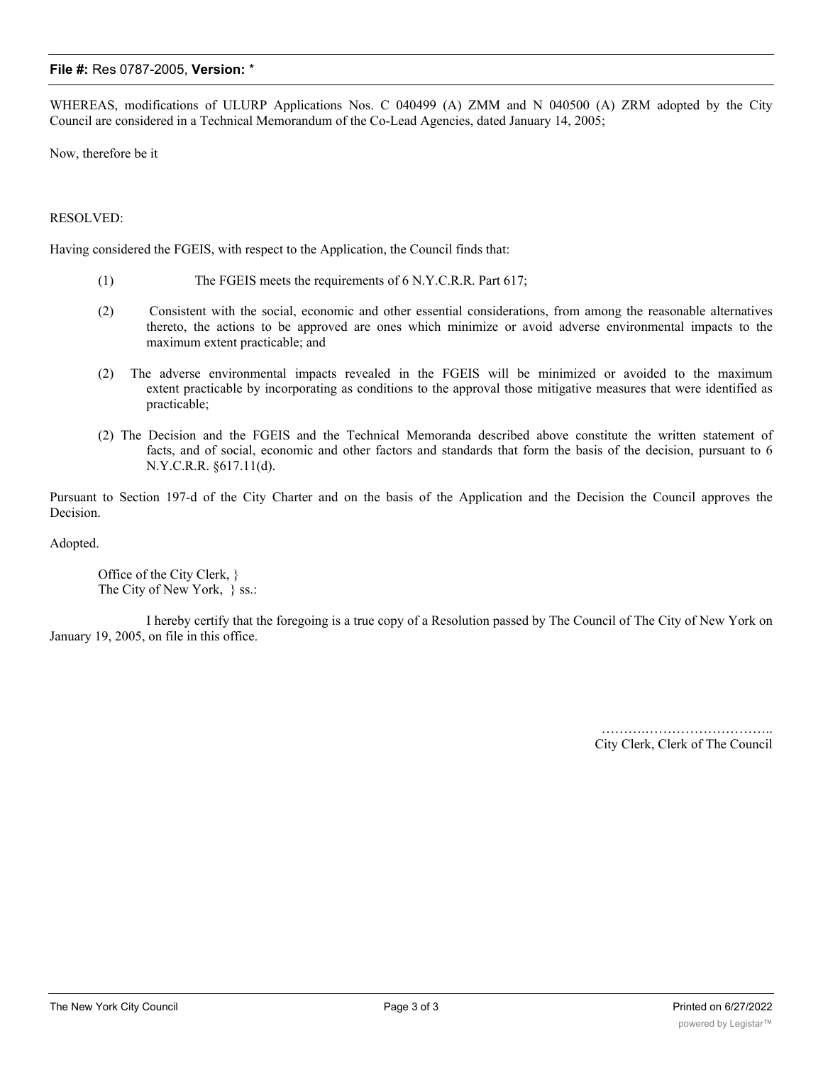WHEREAS, modifications of ULURP Applications Nos. C 040499 (A) ZMM and N 040500 (A) ZRM adopted by the City Council are considered in a Technical Memorandum of the Co-Lead Agencies, dated January 14, 2005;

Now, therefore be it

RESOLVED:

Having considered the FGEIS, with respect to the Application, the Council finds that:

(1) The FGEIS meets the requirements of 6 N.Y.C.R.R. Part 617;

(2) Consistent with the social, economic and other essential considerations, from among the reasonable alternatives thereto, the actions to be approved are ones which minimize or avoid adverse environmental impacts to the maximum extent practicable; and

(2) The adverse environmental impacts revealed in the FGEIS will be minimized or avoided to the maximum extent practicable by incorporating as conditions to the approval those mitigative measures that were identified as practicable;

(2) The Decision and the FGEIS and the Technical Memoranda described above constitute the written statement of facts, and of social, economic and other factors and standards that form the basis of the decision, pursuant to 6 N.Y.C.R.R. §617.11(d).

Pursuant to Section 197-d of the City Charter and on the basis of the Application and the Decision the Council approves the Decision.

Adopted.

Office of the City Clerk, }
The City of New York, } ss.:

I hereby certify that the foregoing is a true copy of a Resolution passed by The Council of The City of New York on January 19, 2005, on file in this office.

…………………………………..
City Clerk, Clerk of The Council